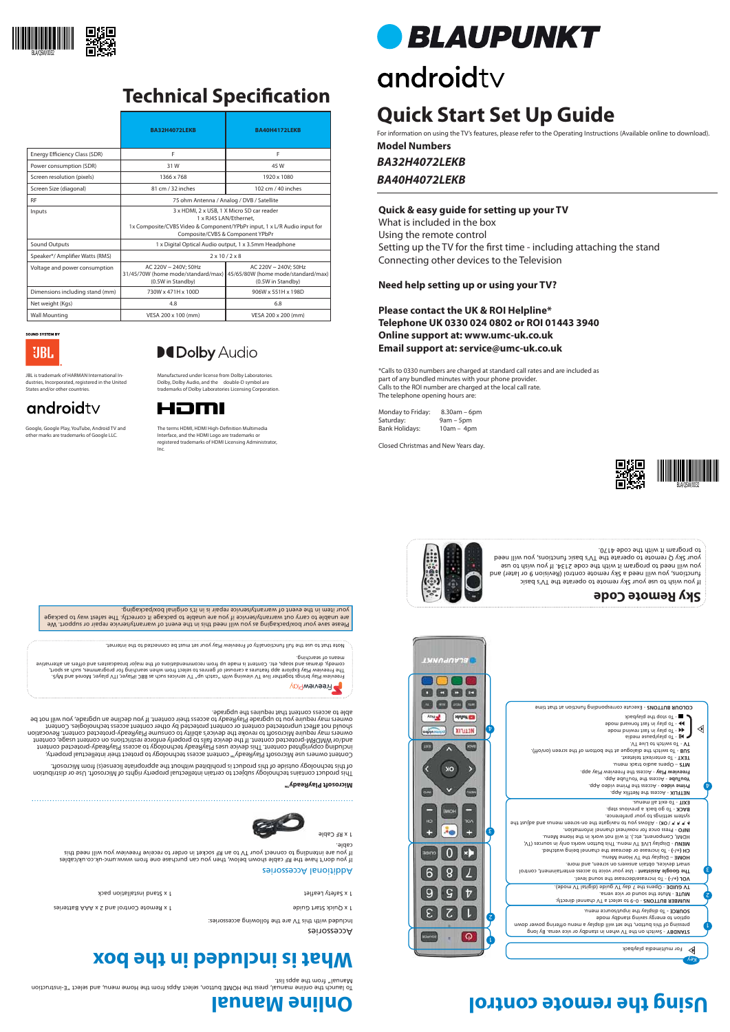# Technical Specification

| | BA32H4072LEKB | BA40H4172LEKB |
|---|---|---|
| Energy Efficiency Class (SDR) | F | F |
| Power consumption (SDR) | 31 W | 45 W |
| Screen resolution (pixels) | 1366 x 768 | 1920 x 1080 |
| Screen Size (diagonal) | 81 cm / 32 inches | 102 cm / 40 inches |
| RF | 75 ohm Antenna / Analog / DVB / Satellite | |
| Inputs | 3 x HDMI, 2 x USB, 1 X Micro SD car reader<br>1 x RJ45 LAN/Ethernet,<br>1x Composite/CVBS Video & Component/YPbPr input, 1 x L/R Audio input for Composite/CVBS & Component YPbPr | |
| Sound Outputs | 1 x Digital Optical Audio output, 1 x 3.5mm Headphone | |
| Speaker*/ Amplifier Watts (RMS) | 2 x 10 / 2 x 8 | |
| Voltage and power consumption | AC 220V – 240V; 50Hz<br>31/45/70W (home mode/standard/max)<br>(0.5W in Standby) | AC 220V – 240V; 50Hz<br>45/65/80W (home mode/standard/max)<br>(0.5W in Standby) |
| Dimensions including stand (mm) | 730W x 471H x 100D | 906W x 551H x 198D |
| Net weight (Kgs) | 4.8 | 6.8 |
| Wall Mounting | VESA 200 x 100 (mm) | VESA 200 x 200 (mm) |

SOUND SYSTEM BY

JBL is trademark of HARMAN International Industries, Incorporated, registered in the United States and/or other countries.

Dolby Audio

Manufactured under license from Dolby Laboratories. Dolby, Dolby Audio, and the double-D symbol are trademarks of Dolby Laboratories Licensing Corporation.

androidtv

Google, Google Play, YouTube, Android TV and other marks are trademarks of Google LLC.

HDMI

The terms HDMI, HDMI High-Definition Multimedia Interface, and the HDMI Logo are trademarks or registered trademarks of HDMI Licensing Administrator, Inc.

BLAUPUNKT

androidtv

# Quick Start Set Up Guide

For information on using the TV's features, please refer to the Operating Instructions (Available online to download).

**Model Numbers**

***BA32H4072LEKB***

***BA40H4072LEKB***

**Quick & easy guide for setting up your TV**

What is included in the box

Using the remote control

Setting up the TV for the first time - including attaching the stand

Connecting other devices to the Television

**Need help setting up or using your TV?**

**Please contact the UK & ROI Helpline\***

**Telephone UK 0330 024 0802 or ROI 01443 3940**

**Online support at: www.umc-uk.co.uk**

**Email support at: service@umc-uk.co.uk**

\*Calls to 0330 numbers are charged at standard call rates and are included as part of any bundled minutes with your phone provider.
Calls to the ROI number are charged at the local call rate.
The telephone opening hours are:

Monday to Friday: 8.30am – 6pm
Saturday: 9am – 5pm
Bank Holidays: 10am – 4pm

Closed Christmas and New Years day.

## Sky Remote Code

If you wish to use your Sky remote to operate the TV's basic functions, you will need a Sky remote control (Revision 9 or later) and you will need to program it with the code 2134. If you wish to use your Sky Q remote to operate the TV's basic functions, you will need to program it with the code 4170.

# Using the remote control

Key: ◁ For multimedia playback

1. **STANDBY** - Switch on the TV when in standby or vice versa. By long pressing of this button, the set will display a menu offering power mode option to energy saving standby mode.
   **SOURCE** - To display the input/source menu.
2. **NUMBER BUTTONS** - 0-9 to select a TV channel directly.
   **MUTE** - Mute the sound or vice versa.
   **TV GUIDE** - Opens the 7 day TV guide (digital TV mode).
3. **VOL (+/-)** - To increase/decrease the sound level.
   **The Google Assistant** - Use your voice to access entertainment, control smart devices, obtain answers on screen, and more.
   **HOME** - Display the TV Home Menu.
   **CH (+/-)** - To increase or decrease the channel being watched.
   **MENU** - Display LIVE TV menu. This button works only in sources (TV, HDMI, Component, etc.). It will not work in the Home Menu.
   **INFO** - Press once for now/next channel information.
   **▲ ▼ ◄ ► / OK** - Allows you to navigate the on-screen menus and adjust the system settings to your preference.
   **BACK** - To go back a previous step.
   **EXIT** - To exit all menus.
4. **NETFLIX** - Access the Netflix App.
   **Prime video** - Access the Prime video App.
   **YouTube** - Access the YouTube App.
   **Freeview Play** - Access the Freeview Play app.
   **MTS** - Opens audio track selection menu.
   **TEXT** - To enter/exit teletext.
   **SUB** - To switch the dialogue at the bottom of the screen (on/off).
   **TV** - To switch to Live TV.
   ◁ **▶II** - To play/pause media
   **◄◄** - To play in fast rewind mode
   **►►** - To play in fast forward mode
   **■** - To stop the playback
   **COLOUR BUTTONS** - Execute corresponding function at that time

# Online Manual

To launch the online manual, press the HOME button, select apps from the Home menu, and select "E-instruction Manual" from the apps list.

# What is included in the box

## Accessories

Included with this TV are the following accessories:

1 x Remote control and 2 x AAA Batteries
1 x Stand installation pack
1 x Safety Leaflet
1 x Quick Start Guide

## Additional Accessories

If you don't have the RF cable shown below, then you can purchase one from www.umc-uk.co.uk/cables
If you are intending to connect your TV to an RF socket in order to receive Freeview Play you will need this cable.

1 x RF Cable

**Microsoft PlayReady™**

This product contains technology subject to certain intellectual property rights of Microsoft. Use or distribution of this technology outside of this product is prohibited without the appropriate license(s) from Microsoft.

Content owners use Microsoft PlayReady™ content access technology to protect their intellectual property, including copyrighted content. This device uses PlayReady technology to access PlayReady-protected content and/or WMDRM-protected content. If the device fails to properly enforce restrictions on content usage, content owners may require Microsoft to revoke the device's ability to consume PlayReady-protected content. Revocation should not affect unprotected content or content protected by other content access technologies. Content owners may require you to upgrade PlayReady to access their content. If you decline an upgrade, you will not be able to access content that requires the upgrade.

Freeview Play

Freeview Play brings together live TV viewing with "catch up" TV services such as BBC iPlayer, ITV player, More4 and My5. The Freeview Play Explore app features a carousel of genres to select from when searching for programmes, such as sport, comedy, dramas and soaps, etc. Content is made up from recommendations of the major broadcasters and offers an alternative means of searching.

Note that to use the full functionality of Freeview Play your set must be connected to the internet.

Please save your box/packaging as you will need this in the event of warranty/service repair or support. We are unable to carry out warranty/service if you are unable to package it correctly. The safest way to package your item in the event of warranty/service repair is in it's original box/packaging.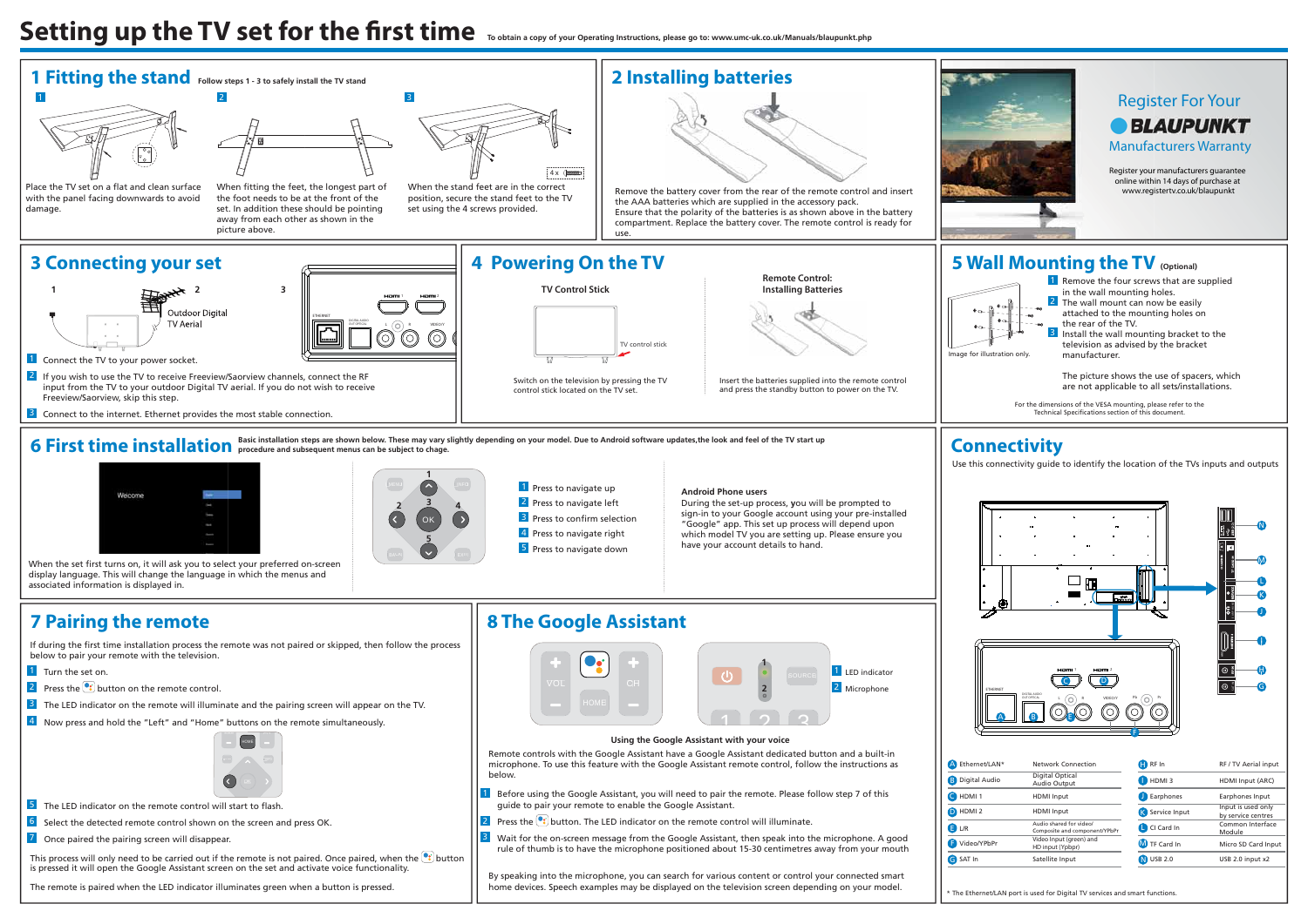# Setting up the TV set for the first time

To obtain a copy of your Operating Instructions, please go to: www.umc-uk.co.uk/Manuals/blaupunkt.php

## 1 Fitting the stand

Follow steps 1 - 3 to safely install the TV stand

1. Place the TV set on a flat and clean surface with the panel facing downwards to avoid damage.
2. When fitting the feet, the longest part of the foot needs to be at the front of the set. In addition these should be pointing away from each other as shown in the picture above.
3. When the stand feet are in the correct position, secure the stand feet to the TV set using the 4 screws provided.

4 x

## 2 Installing batteries

Remove the battery cover from the rear of the remote control and insert the AAA batteries which are supplied in the accessory pack.
Ensure that the polarity of the batteries is as shown above in the battery compartment. Replace the battery cover. The remote control is ready for use.

## Register For Your BLAUPUNKT Manufacturers Warranty

Register your manufacturers guarantee online within 14 days of purchase at www.registertv.co.uk/blaupunkt

## 3 Connecting your set

Outdoor Digital TV Aerial

1. Connect the TV to your power socket.
2. If you wish to use the TV to receive Freeview/Saorview channels, connect the RF input from the TV to your outdoor Digital TV aerial. If you do not wish to receive Freeview/Saorview, skip this step.
3. Connect to the internet. Ethernet provides the most stable connection.

## 4 Powering On the TV

**TV Control Stick**

TV control stick

Switch on the television by pressing the TV control stick located on the TV set.

**Remote Control: Installing Batteries**

Insert the batteries supplied into the remote control and press the standby button to power on the TV.

## 5 Wall Mounting the TV (Optional)

1. Remove the four screws that are supplied in the wall mounting holes.
2. The wall mount can now be easily attached to the mounting holes on the rear of the TV.
3. Install the wall mounting bracket to the television as advised by the bracket manufacturer.

Image for illustration only.

The picture shows the use of spacers, which are not applicable to all sets/installations.

For the dimensions of the VESA mounting, please refer to the Technical Specifications section of this document.

## 6 First time installation

Basic installation steps are shown below. These may vary slightly depending on your model. Due to Android software updates,the look and feel of the TV start up procedure and subsequent menus can be subject to chage.

Welcome

When the set first turns on, it will ask you to select your preferred on-screen display language. This will change the language in which the menus and associated information is displayed in.

1. Press to navigate up
2. Press to navigate left
3. Press to confirm selection
4. Press to navigate right
5. Press to navigate down

**Android Phone users**

During the set-up process, you will be prompted to sign-in to your Google account using your pre-installed "Google" app. This set up process will depend upon which model TV you are setting up. Please ensure you have your account details to hand.

## Connectivity

Use this connectivity guide to identify the location of the TVs inputs and outputs

| | | | |
|---|---|---|---|
| A Ethernet/LAN* | Network Connection | H RF In | RF / TV Aerial input |
| B Digital Audio | Digital Optical Audio Output | I HDMI 3 | HDMI Input (ARC) |
| C HDMI 1 | HDMI Input | J Earphones | Earphones Input |
| D HDMI 2 | HDMI Input | K Service Input | Input is used only by service centres |
| E L/R | Audio shared for video/ Composite and component/YPbPr | L CI Card In | Common Interface Module |
| F Video/YPbPr | Video Input (green) and HD input (Ypbpr) | M TF Card In | Micro SD Card Input |
| G SAT In | Satellite Input | N USB 2.0 | USB 2.0 input x2 |

\* The Ethernet/LAN port is used for Digital TV services and smart functions.

## 7 Pairing the remote

If during the first time installation process the remote was not paired or skipped, then follow the process below to pair your remote with the television.

1. Turn the set on.
2. Press the button on the remote control.
3. The LED indicator on the remote will illuminate and the pairing screen will appear on the TV.
4. Now press and hold the "Left" and "Home" buttons on the remote simultaneously.
5. The LED indicator on the remote control will start to flash.
6. Select the detected remote control shown on the screen and press OK.
7. Once paired the pairing screen will disappear.

This process will only need to be carried out if the remote is not paired. Once paired, when the button is pressed it will open the Google Assistant screen on the set and activate voice functionality.

The remote is paired when the LED indicator illuminates green when a button is pressed.

## 8 The Google Assistant

1. LED indicator
2. Microphone

**Using the Google Assistant with your voice**

Remote controls with the Google Assistant have a Google Assistant dedicated button and a built-in microphone. To use this feature with the Google Assistant remote control, follow the instructions as below.

1. Before using the Google Assistant, you will need to pair the remote. Please follow step 7 of this guide to pair your remote to enable the Google Assistant.
2. Press the button. The LED indicator on the remote control will illuminate.
3. Wait for the on-screen message from the Google Assistant, then speak into the microphone. A good rule of thumb is to have the microphone positioned about 15-30 centimetres away from your mouth

By speaking into the microphone, you can search for various content or control your connected smart home devices. Speech examples may be displayed on the television screen depending on your model.